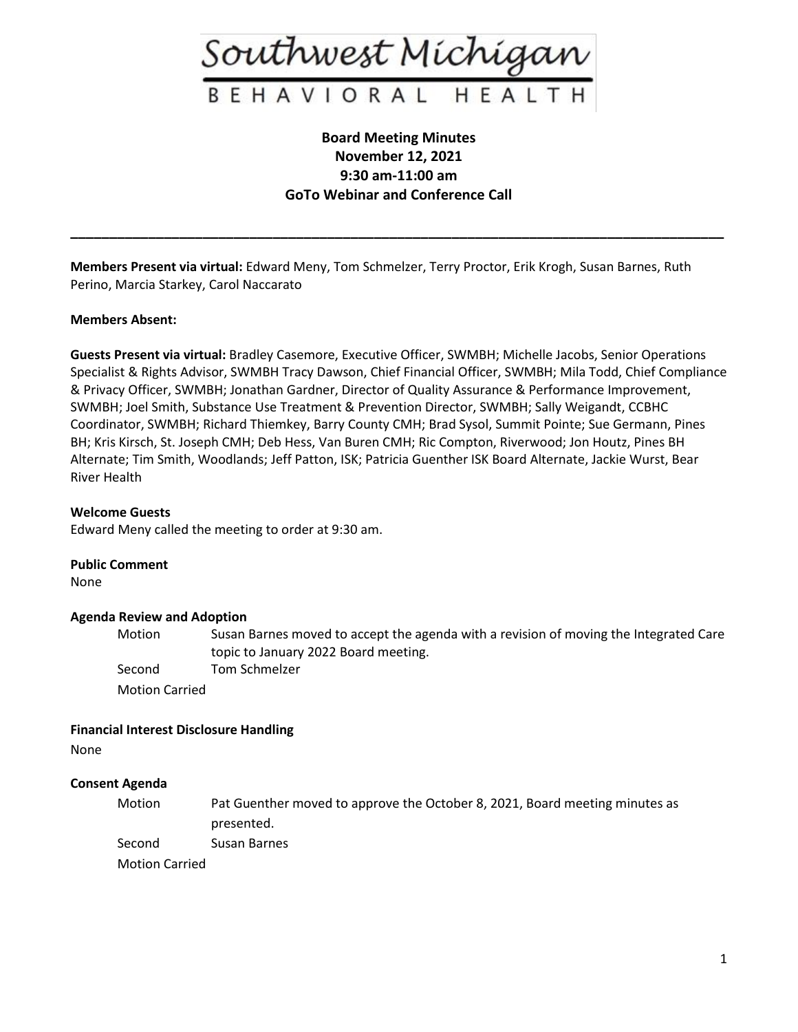Southwest Michigan

BEHAVIORAL HEALTH

**Board Meeting Minutes**
**November 12, 2021**
**9:30 am-11:00 am**
**GoTo Webinar and Conference Call**

---

**Members Present via virtual:** Edward Meny, Tom Schmelzer, Terry Proctor, Erik Krogh, Susan Barnes, Ruth Perino, Marcia Starkey, Carol Naccarato

**Members Absent:**

**Guests Present via virtual:** Bradley Casemore, Executive Officer, SWMBH; Michelle Jacobs, Senior Operations Specialist & Rights Advisor, SWMBH Tracy Dawson, Chief Financial Officer, SWMBH; Mila Todd, Chief Compliance & Privacy Officer, SWMBH; Jonathan Gardner, Director of Quality Assurance & Performance Improvement, SWMBH; Joel Smith, Substance Use Treatment & Prevention Director, SWMBH; Sally Weigandt, CCBHC Coordinator, SWMBH; Richard Thiemkey, Barry County CMH; Brad Sysol, Summit Pointe; Sue Germann, Pines BH; Kris Kirsch, St. Joseph CMH; Deb Hess, Van Buren CMH; Ric Compton, Riverwood; Jon Houtz, Pines BH Alternate; Tim Smith, Woodlands; Jeff Patton, ISK; Patricia Guenther ISK Board Alternate, Jackie Wurst, Bear River Health

**Welcome Guests**
Edward Meny called the meeting to order at 9:30 am.

**Public Comment**
None

**Agenda Review and Adoption**

Motion: Susan Barnes moved to accept the agenda with a revision of moving the Integrated Care topic to January 2022 Board meeting.
Second: Tom Schmelzer
Motion Carried

**Financial Interest Disclosure Handling**
None

**Consent Agenda**

Motion: Pat Guenther moved to approve the October 8, 2021, Board meeting minutes as presented.
Second: Susan Barnes
Motion Carried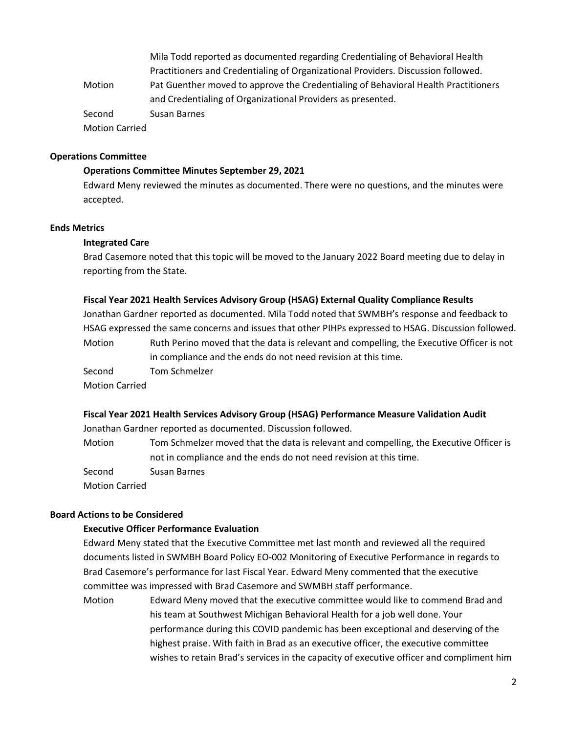Mila Todd reported as documented regarding Credentialing of Behavioral Health Practitioners and Credentialing of Organizational Providers. Discussion followed.

Motion Pat Guenther moved to approve the Credentialing of Behavioral Health Practitioners and Credentialing of Organizational Providers as presented.

Second Susan Barnes

Motion Carried

**Operations Committee**

**Operations Committee Minutes September 29, 2021**

Edward Meny reviewed the minutes as documented. There were no questions, and the minutes were accepted.

**Ends Metrics**

**Integrated Care**

Brad Casemore noted that this topic will be moved to the January 2022 Board meeting due to delay in reporting from the State.

**Fiscal Year 2021 Health Services Advisory Group (HSAG) External Quality Compliance Results**

Jonathan Gardner reported as documented. Mila Todd noted that SWMBH's response and feedback to HSAG expressed the same concerns and issues that other PIHPs expressed to HSAG. Discussion followed.

Motion Ruth Perino moved that the data is relevant and compelling, the Executive Officer is not in compliance and the ends do not need revision at this time.

Second Tom Schmelzer

Motion Carried

**Fiscal Year 2021 Health Services Advisory Group (HSAG) Performance Measure Validation Audit**

Jonathan Gardner reported as documented. Discussion followed.

Motion Tom Schmelzer moved that the data is relevant and compelling, the Executive Officer is not in compliance and the ends do not need revision at this time.

Second Susan Barnes

Motion Carried

**Board Actions to be Considered**

**Executive Officer Performance Evaluation**

Edward Meny stated that the Executive Committee met last month and reviewed all the required documents listed in SWMBH Board Policy EO-002 Monitoring of Executive Performance in regards to Brad Casemore's performance for last Fiscal Year. Edward Meny commented that the executive committee was impressed with Brad Casemore and SWMBH staff performance.

Motion Edward Meny moved that the executive committee would like to commend Brad and his team at Southwest Michigan Behavioral Health for a job well done. Your performance during this COVID pandemic has been exceptional and deserving of the highest praise. With faith in Brad as an executive officer, the executive committee wishes to retain Brad's services in the capacity of executive officer and compliment him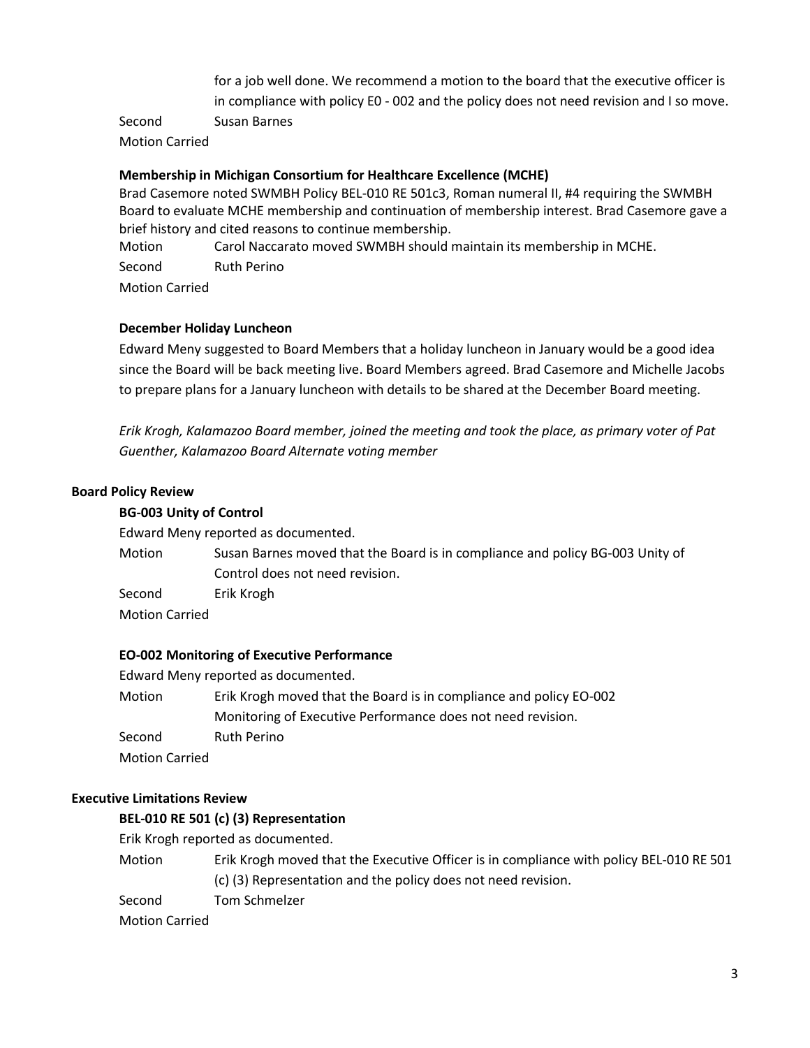for a job well done. We recommend a motion to the board that the executive officer is in compliance with policy E0 - 002 and the policy does not need revision and I so move.

Second Susan Barnes

Motion Carried

**Membership in Michigan Consortium for Healthcare Excellence (MCHE)**

Brad Casemore noted SWMBH Policy BEL-010 RE 501c3, Roman numeral II, #4 requiring the SWMBH Board to evaluate MCHE membership and continuation of membership interest. Brad Casemore gave a brief history and cited reasons to continue membership.

Motion Carol Naccarato moved SWMBH should maintain its membership in MCHE.

Second Ruth Perino

Motion Carried

**December Holiday Luncheon**

Edward Meny suggested to Board Members that a holiday luncheon in January would be a good idea since the Board will be back meeting live. Board Members agreed. Brad Casemore and Michelle Jacobs to prepare plans for a January luncheon with details to be shared at the December Board meeting.

*Erik Krogh, Kalamazoo Board member, joined the meeting and took the place, as primary voter of Pat Guenther, Kalamazoo Board Alternate voting member*

## Board Policy Review

### BG-003 Unity of Control

Edward Meny reported as documented.

Motion Susan Barnes moved that the Board is in compliance and policy BG-003 Unity of Control does not need revision.

Second Erik Krogh

Motion Carried

### EO-002 Monitoring of Executive Performance

Edward Meny reported as documented.

Motion Erik Krogh moved that the Board is in compliance and policy EO-002 Monitoring of Executive Performance does not need revision.

Second Ruth Perino

Motion Carried

## Executive Limitations Review

### BEL-010 RE 501 (c) (3) Representation

Erik Krogh reported as documented.

Motion Erik Krogh moved that the Executive Officer is in compliance with policy BEL-010 RE 501 (c) (3) Representation and the policy does not need revision.

Second Tom Schmelzer

Motion Carried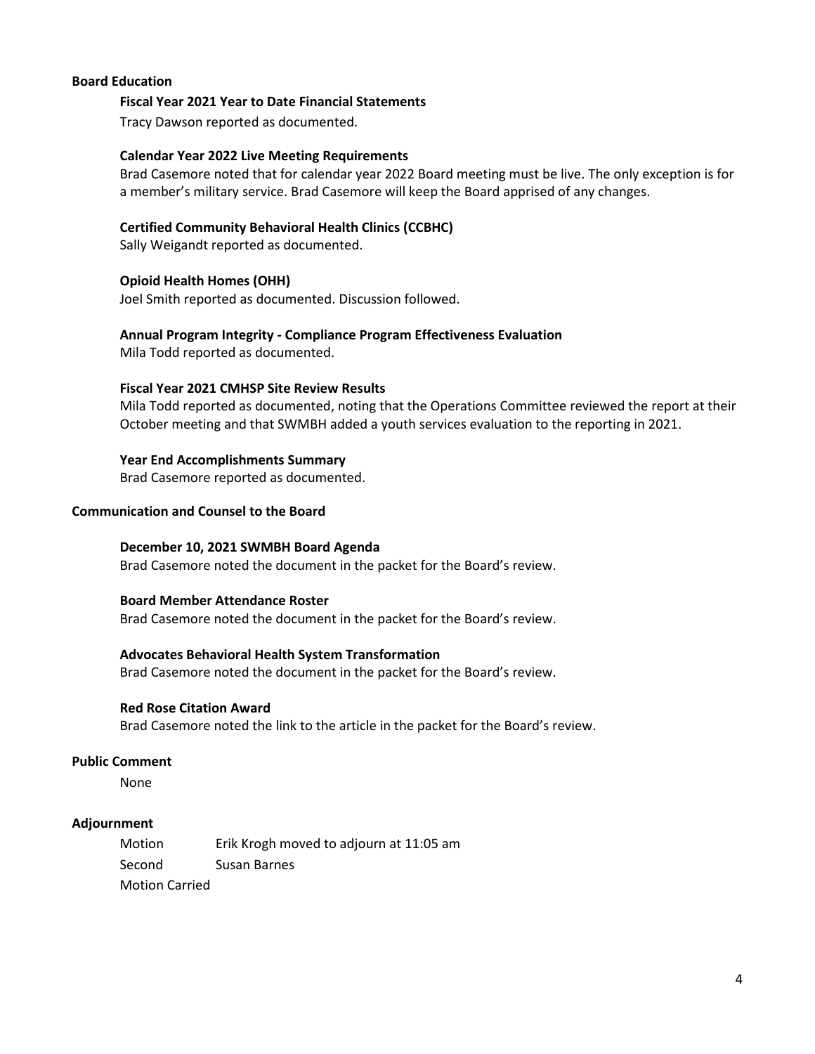## Board Education

### Fiscal Year 2021 Year to Date Financial Statements

Tracy Dawson reported as documented.

### Calendar Year 2022 Live Meeting Requirements

Brad Casemore noted that for calendar year 2022 Board meeting must be live. The only exception is for a member's military service. Brad Casemore will keep the Board apprised of any changes.

### Certified Community Behavioral Health Clinics (CCBHC)

Sally Weigandt reported as documented.

### Opioid Health Homes (OHH)

Joel Smith reported as documented. Discussion followed.

### Annual Program Integrity - Compliance Program Effectiveness Evaluation

Mila Todd reported as documented.

### Fiscal Year 2021 CMHSP Site Review Results

Mila Todd reported as documented, noting that the Operations Committee reviewed the report at their October meeting and that SWMBH added a youth services evaluation to the reporting in 2021.

### Year End Accomplishments Summary

Brad Casemore reported as documented.

## Communication and Counsel to the Board

### December 10, 2021 SWMBH Board Agenda

Brad Casemore noted the document in the packet for the Board's review.

### Board Member Attendance Roster

Brad Casemore noted the document in the packet for the Board's review.

### Advocates Behavioral Health System Transformation

Brad Casemore noted the document in the packet for the Board's review.

### Red Rose Citation Award

Brad Casemore noted the link to the article in the packet for the Board's review.

## Public Comment

None

## Adjournment

Motion Erik Krogh moved to adjourn at 11:05 am

Second Susan Barnes

Motion Carried